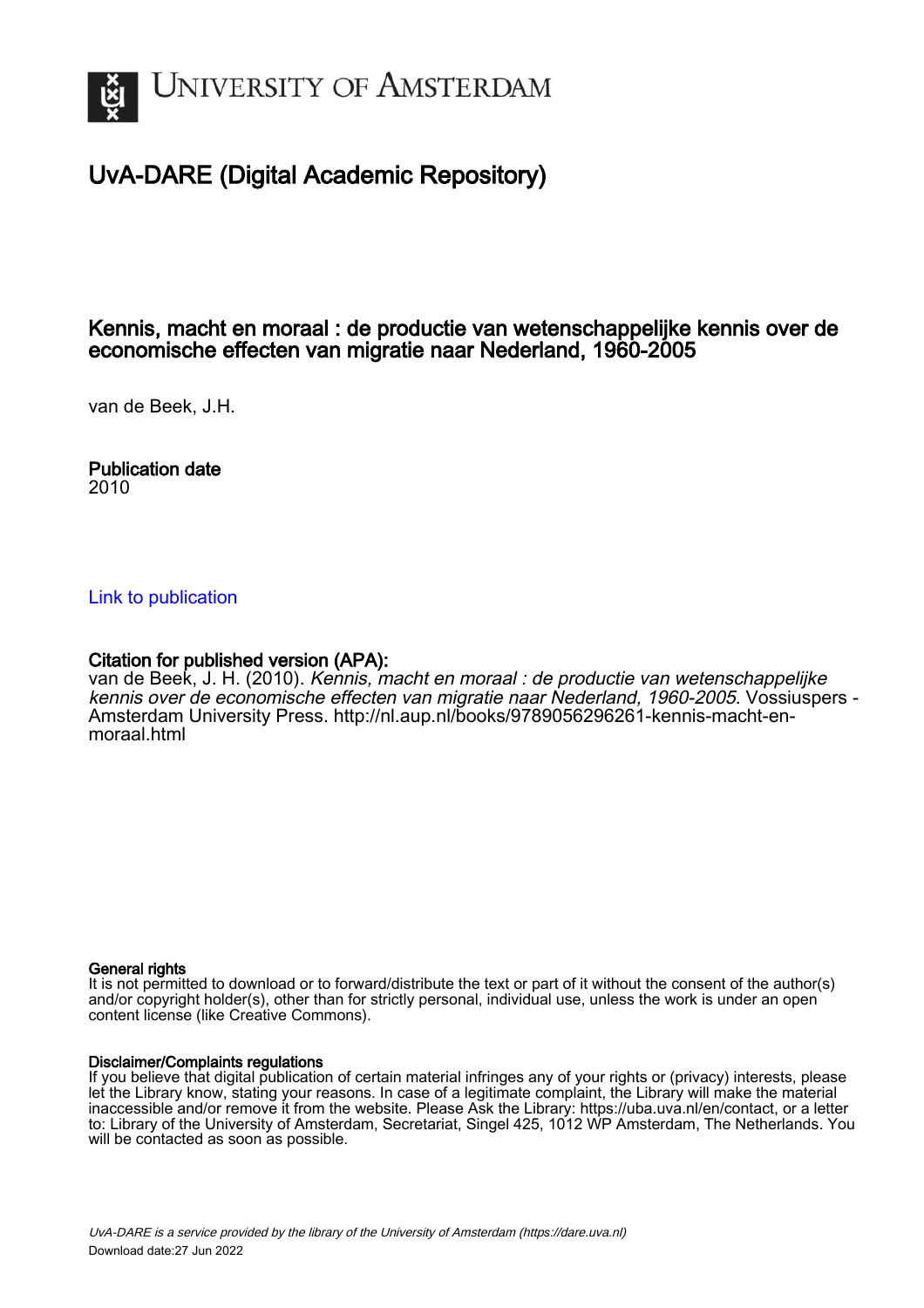# UNIVERSITY OF AMSTERDAM

## UvA-DARE (Digital Academic Repository)

### Kennis, macht en moraal : de productie van wetenschappelijke kennis over de economische effecten van migratie naar Nederland, 1960-2005

van de Beek, J.H.

**Publication date**
2010

[Link to publication](#)

**Citation for published version (APA):**
van de Beek, J. H. (2010). *Kennis, macht en moraal : de productie van wetenschappelijke kennis over de economische effecten van migratie naar Nederland, 1960-2005*. Vossiuspers - Amsterdam University Press. http://nl.aup.nl/books/9789056296261-kennis-macht-en-moraal.html

**General rights**
It is not permitted to download or to forward/distribute the text or part of it without the consent of the author(s) and/or copyright holder(s), other than for strictly personal, individual use, unless the work is under an open content license (like Creative Commons).

**Disclaimer/Complaints regulations**
If you believe that digital publication of certain material infringes any of your rights or (privacy) interests, please let the Library know, stating your reasons. In case of a legitimate complaint, the Library will make the material inaccessible and/or remove it from the website. Please Ask the Library: https://uba.uva.nl/en/contact, or a letter to: Library of the University of Amsterdam, Secretariat, Singel 425, 1012 WP Amsterdam, The Netherlands. You will be contacted as soon as possible.

*UvA-DARE is a service provided by the library of the University of Amsterdam (https://dare.uva.nl)*
Download date:27 Jun 2022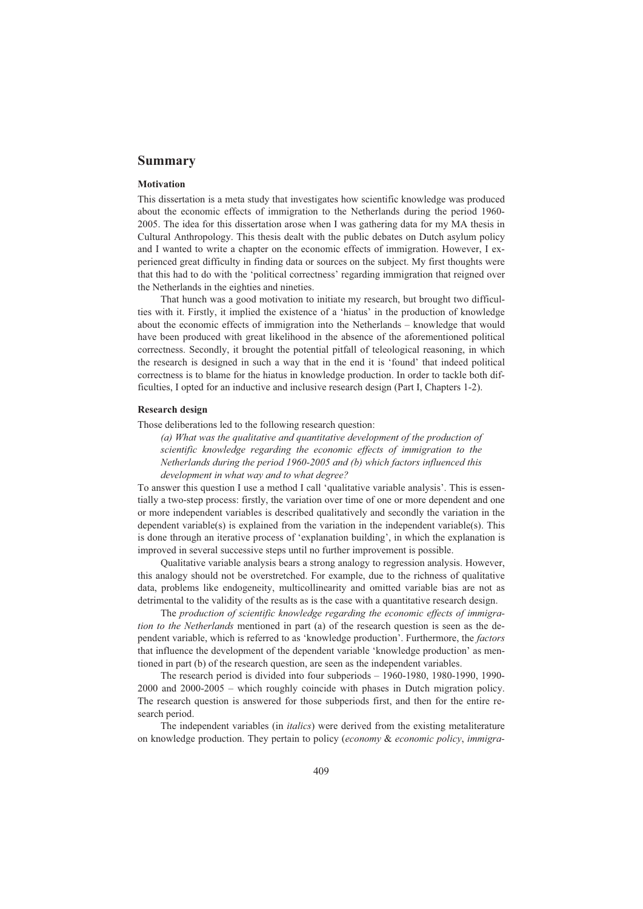## Summary

### Motivation

This dissertation is a meta study that investigates how scientific knowledge was produced about the economic effects of immigration to the Netherlands during the period 1960-2005. The idea for this dissertation arose when I was gathering data for my MA thesis in Cultural Anthropology. This thesis dealt with the public debates on Dutch asylum policy and I wanted to write a chapter on the economic effects of immigration. However, I experienced great difficulty in finding data or sources on the subject. My first thoughts were that this had to do with the 'political correctness' regarding immigration that reigned over the Netherlands in the eighties and nineties.

That hunch was a good motivation to initiate my research, but brought two difficulties with it. Firstly, it implied the existence of a 'hiatus' in the production of knowledge about the economic effects of immigration into the Netherlands – knowledge that would have been produced with great likelihood in the absence of the aforementioned political correctness. Secondly, it brought the potential pitfall of teleological reasoning, in which the research is designed in such a way that in the end it is 'found' that indeed political correctness is to blame for the hiatus in knowledge production. In order to tackle both difficulties, I opted for an inductive and inclusive research design (Part I, Chapters 1-2).

### Research design

Those deliberations led to the following research question:

> *(a) What was the qualitative and quantitative development of the production of scientific knowledge regarding the economic effects of immigration to the Netherlands during the period 1960-2005 and (b) which factors influenced this development in what way and to what degree?*

To answer this question I use a method I call 'qualitative variable analysis'. This is essentially a two-step process: firstly, the variation over time of one or more dependent and one or more independent variables is described qualitatively and secondly the variation in the dependent variable(s) is explained from the variation in the independent variable(s). This is done through an iterative process of 'explanation building', in which the explanation is improved in several successive steps until no further improvement is possible.

Qualitative variable analysis bears a strong analogy to regression analysis. However, this analogy should not be overstretched. For example, due to the richness of qualitative data, problems like endogeneity, multicollinearity and omitted variable bias are not as detrimental to the validity of the results as is the case with a quantitative research design.

The *production of scientific knowledge regarding the economic effects of immigration to the Netherlands* mentioned in part (a) of the research question is seen as the dependent variable, which is referred to as 'knowledge production'. Furthermore, the *factors* that influence the development of the dependent variable 'knowledge production' as mentioned in part (b) of the research question, are seen as the independent variables.

The research period is divided into four subperiods – 1960-1980, 1980-1990, 1990-2000 and 2000-2005 – which roughly coincide with phases in Dutch migration policy. The research question is answered for those subperiods first, and then for the entire research period.

The independent variables (in *italics*) were derived from the existing metaliterature on knowledge production. They pertain to policy (*economy* & *economic policy*, *immigra-*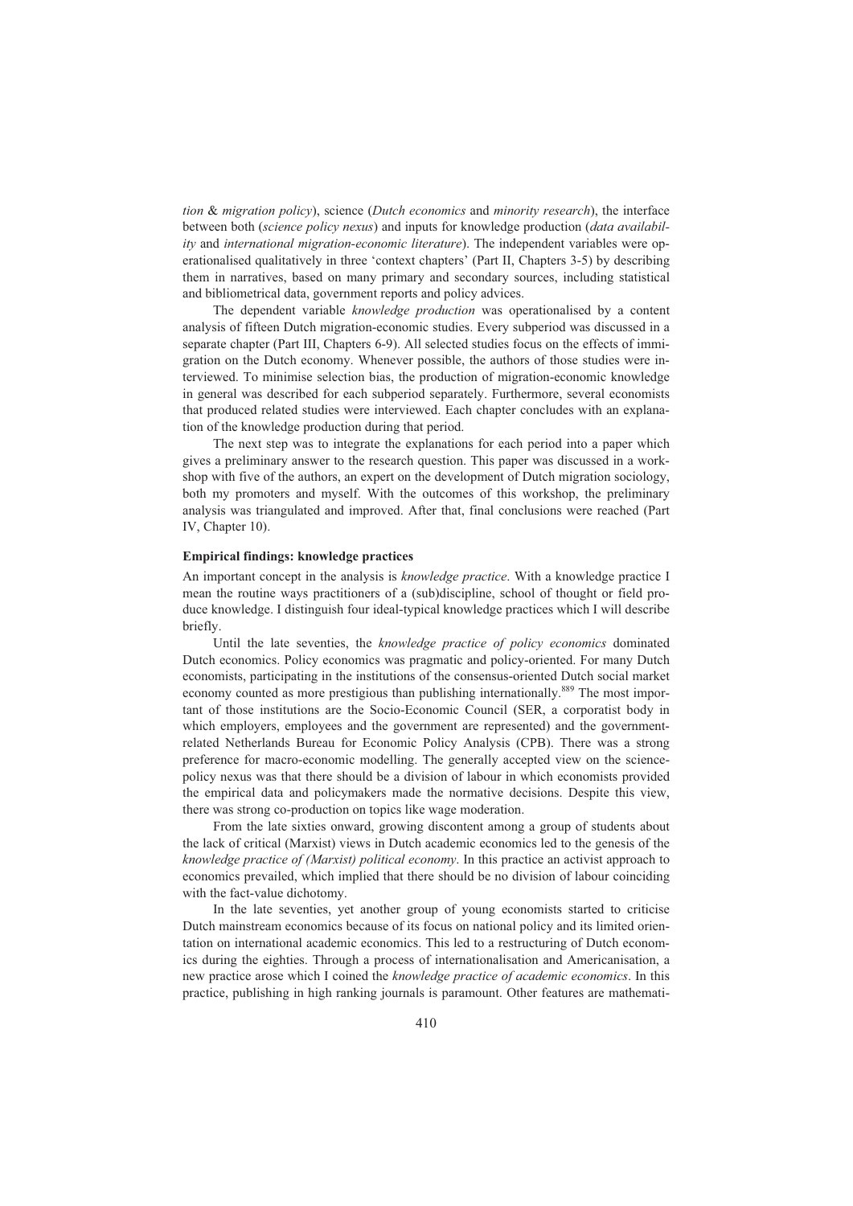*tion* & *migration policy*), science (*Dutch economics* and *minority research*), the interface between both (*science policy nexus*) and inputs for knowledge production (*data availability* and *international migration-economic literature*). The independent variables were operationalised qualitatively in three 'context chapters' (Part II, Chapters 3-5) by describing them in narratives, based on many primary and secondary sources, including statistical and bibliometrical data, government reports and policy advices.

The dependent variable *knowledge production* was operationalised by a content analysis of fifteen Dutch migration-economic studies. Every subperiod was discussed in a separate chapter (Part III, Chapters 6-9). All selected studies focus on the effects of immigration on the Dutch economy. Whenever possible, the authors of those studies were interviewed. To minimise selection bias, the production of migration-economic knowledge in general was described for each subperiod separately. Furthermore, several economists that produced related studies were interviewed. Each chapter concludes with an explanation of the knowledge production during that period.

The next step was to integrate the explanations for each period into a paper which gives a preliminary answer to the research question. This paper was discussed in a workshop with five of the authors, an expert on the development of Dutch migration sociology, both my promoters and myself. With the outcomes of this workshop, the preliminary analysis was triangulated and improved. After that, final conclusions were reached (Part IV, Chapter 10).

**Empirical findings: knowledge practices**

An important concept in the analysis is *knowledge practice*. With a knowledge practice I mean the routine ways practitioners of a (sub)discipline, school of thought or field produce knowledge. I distinguish four ideal-typical knowledge practices which I will describe briefly.

Until the late seventies, the *knowledge practice of policy economics* dominated Dutch economics. Policy economics was pragmatic and policy-oriented. For many Dutch economists, participating in the institutions of the consensus-oriented Dutch social market economy counted as more prestigious than publishing internationally.[889] The most important of those institutions are the Socio-Economic Council (SER, a corporatist body in which employers, employees and the government are represented) and the government-related Netherlands Bureau for Economic Policy Analysis (CPB). There was a strong preference for macro-economic modelling. The generally accepted view on the science-policy nexus was that there should be a division of labour in which economists provided the empirical data and policymakers made the normative decisions. Despite this view, there was strong co-production on topics like wage moderation.

From the late sixties onward, growing discontent among a group of students about the lack of critical (Marxist) views in Dutch academic economics led to the genesis of the *knowledge practice of (Marxist) political economy*. In this practice an activist approach to economics prevailed, which implied that there should be no division of labour coinciding with the fact-value dichotomy.

In the late seventies, yet another group of young economists started to criticise Dutch mainstream economics because of its focus on national policy and its limited orientation on international academic economics. This led to a restructuring of Dutch economics during the eighties. Through a process of internationalisation and Americanisation, a new practice arose which I coined the *knowledge practice of academic economics*. In this practice, publishing in high ranking journals is paramount. Other features are mathemati-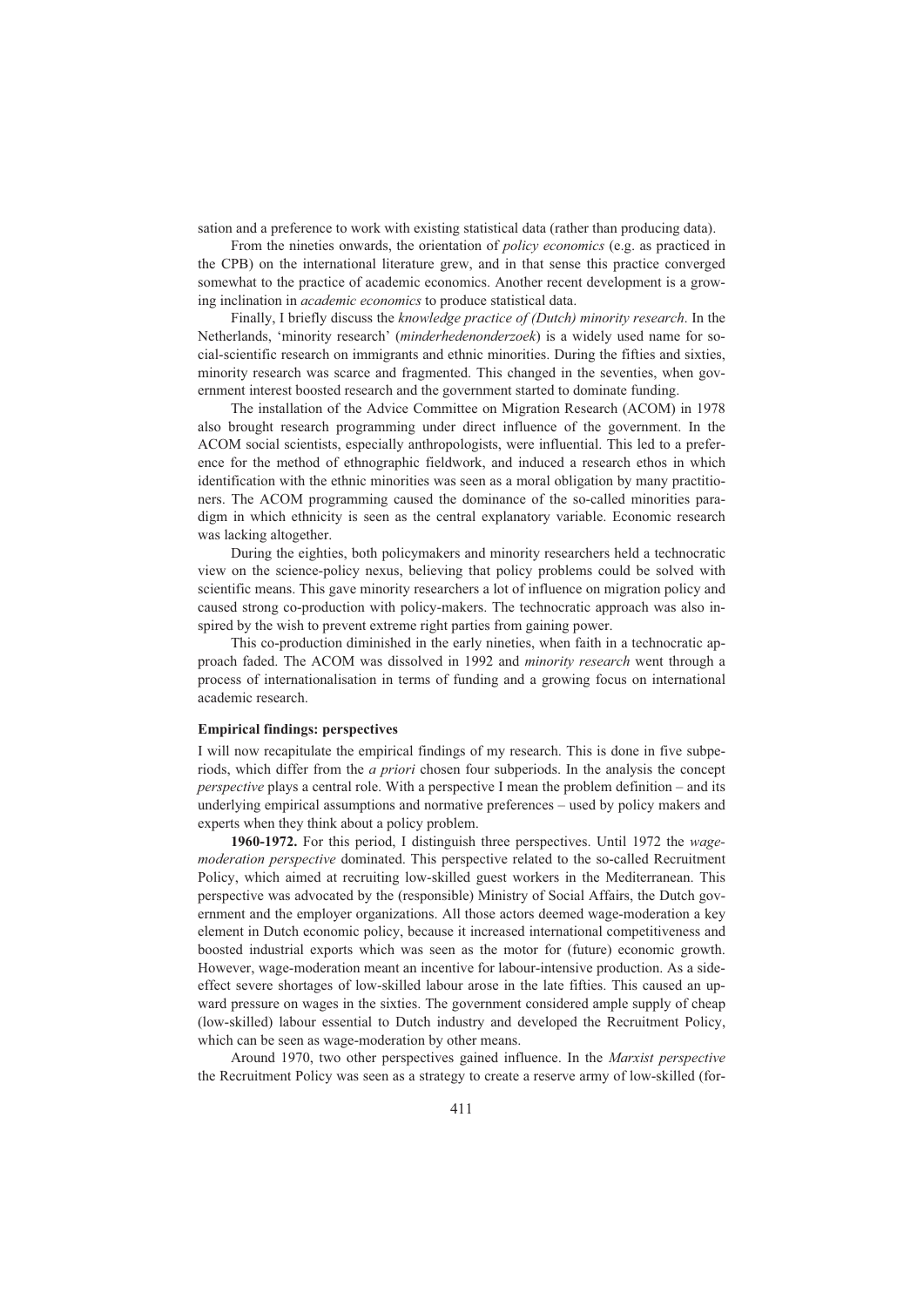sation and a preference to work with existing statistical data (rather than producing data).

From the nineties onwards, the orientation of *policy economics* (e.g. as practiced in the CPB) on the international literature grew, and in that sense this practice converged somewhat to the practice of academic economics. Another recent development is a growing inclination in *academic economics* to produce statistical data.

Finally, I briefly discuss the *knowledge practice of (Dutch) minority research*. In the Netherlands, 'minority research' (*minderhedenonderzoek*) is a widely used name for social-scientific research on immigrants and ethnic minorities. During the fifties and sixties, minority research was scarce and fragmented. This changed in the seventies, when government interest boosted research and the government started to dominate funding.

The installation of the Advice Committee on Migration Research (ACOM) in 1978 also brought research programming under direct influence of the government. In the ACOM social scientists, especially anthropologists, were influential. This led to a preference for the method of ethnographic fieldwork, and induced a research ethos in which identification with the ethnic minorities was seen as a moral obligation by many practitioners. The ACOM programming caused the dominance of the so-called minorities paradigm in which ethnicity is seen as the central explanatory variable. Economic research was lacking altogether.

During the eighties, both policymakers and minority researchers held a technocratic view on the science-policy nexus, believing that policy problems could be solved with scientific means. This gave minority researchers a lot of influence on migration policy and caused strong co-production with policy-makers. The technocratic approach was also inspired by the wish to prevent extreme right parties from gaining power.

This co-production diminished in the early nineties, when faith in a technocratic approach faded. The ACOM was dissolved in 1992 and *minority research* went through a process of internationalisation in terms of funding and a growing focus on international academic research.

### Empirical findings: perspectives

I will now recapitulate the empirical findings of my research. This is done in five subperiods, which differ from the *a priori* chosen four subperiods. In the analysis the concept *perspective* plays a central role. With a perspective I mean the problem definition – and its underlying empirical assumptions and normative preferences – used by policy makers and experts when they think about a policy problem.

**1960-1972.** For this period, I distinguish three perspectives. Until 1972 the *wage-moderation perspective* dominated. This perspective related to the so-called Recruitment Policy, which aimed at recruiting low-skilled guest workers in the Mediterranean. This perspective was advocated by the (responsible) Ministry of Social Affairs, the Dutch government and the employer organizations. All those actors deemed wage-moderation a key element in Dutch economic policy, because it increased international competitiveness and boosted industrial exports which was seen as the motor for (future) economic growth. However, wage-moderation meant an incentive for labour-intensive production. As a side-effect severe shortages of low-skilled labour arose in the late fifties. This caused an upward pressure on wages in the sixties. The government considered ample supply of cheap (low-skilled) labour essential to Dutch industry and developed the Recruitment Policy, which can be seen as wage-moderation by other means.

Around 1970, two other perspectives gained influence. In the *Marxist perspective* the Recruitment Policy was seen as a strategy to create a reserve army of low-skilled (for-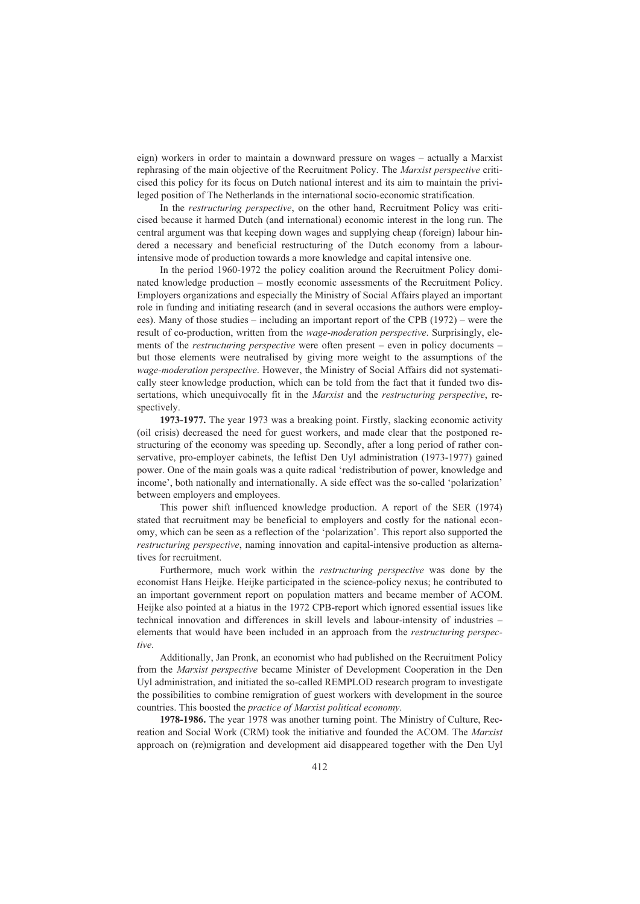eign) workers in order to maintain a downward pressure on wages – actually a Marxist rephrasing of the main objective of the Recruitment Policy. The *Marxist perspective* criticised this policy for its focus on Dutch national interest and its aim to maintain the privileged position of The Netherlands in the international socio-economic stratification.

In the *restructuring perspective*, on the other hand, Recruitment Policy was criticised because it harmed Dutch (and international) economic interest in the long run. The central argument was that keeping down wages and supplying cheap (foreign) labour hindered a necessary and beneficial restructuring of the Dutch economy from a labour-intensive mode of production towards a more knowledge and capital intensive one.

In the period 1960-1972 the policy coalition around the Recruitment Policy dominated knowledge production – mostly economic assessments of the Recruitment Policy. Employers organizations and especially the Ministry of Social Affairs played an important role in funding and initiating research (and in several occasions the authors were employees). Many of those studies – including an important report of the CPB (1972) – were the result of co-production, written from the *wage-moderation perspective*. Surprisingly, elements of the *restructuring perspective* were often present – even in policy documents – but those elements were neutralised by giving more weight to the assumptions of the *wage-moderation perspective*. However, the Ministry of Social Affairs did not systematically steer knowledge production, which can be told from the fact that it funded two dissertations, which unequivocally fit in the *Marxist* and the *restructuring perspective*, respectively.

**1973-1977.** The year 1973 was a breaking point. Firstly, slacking economic activity (oil crisis) decreased the need for guest workers, and made clear that the postponed restructuring of the economy was speeding up. Secondly, after a long period of rather conservative, pro-employer cabinets, the leftist Den Uyl administration (1973-1977) gained power. One of the main goals was a quite radical 'redistribution of power, knowledge and income', both nationally and internationally. A side effect was the so-called 'polarization' between employers and employees.

This power shift influenced knowledge production. A report of the SER (1974) stated that recruitment may be beneficial to employers and costly for the national economy, which can be seen as a reflection of the 'polarization'. This report also supported the *restructuring perspective*, naming innovation and capital-intensive production as alternatives for recruitment.

Furthermore, much work within the *restructuring perspective* was done by the economist Hans Heijke. Heijke participated in the science-policy nexus; he contributed to an important government report on population matters and became member of ACOM. Heijke also pointed at a hiatus in the 1972 CPB-report which ignored essential issues like technical innovation and differences in skill levels and labour-intensity of industries – elements that would have been included in an approach from the *restructuring perspective*.

Additionally, Jan Pronk, an economist who had published on the Recruitment Policy from the *Marxist perspective* became Minister of Development Cooperation in the Den Uyl administration, and initiated the so-called REMPLOD research program to investigate the possibilities to combine remigration of guest workers with development in the source countries. This boosted the *practice of Marxist political economy*.

**1978-1986.** The year 1978 was another turning point. The Ministry of Culture, Recreation and Social Work (CRM) took the initiative and founded the ACOM. The *Marxist* approach on (re)migration and development aid disappeared together with the Den Uyl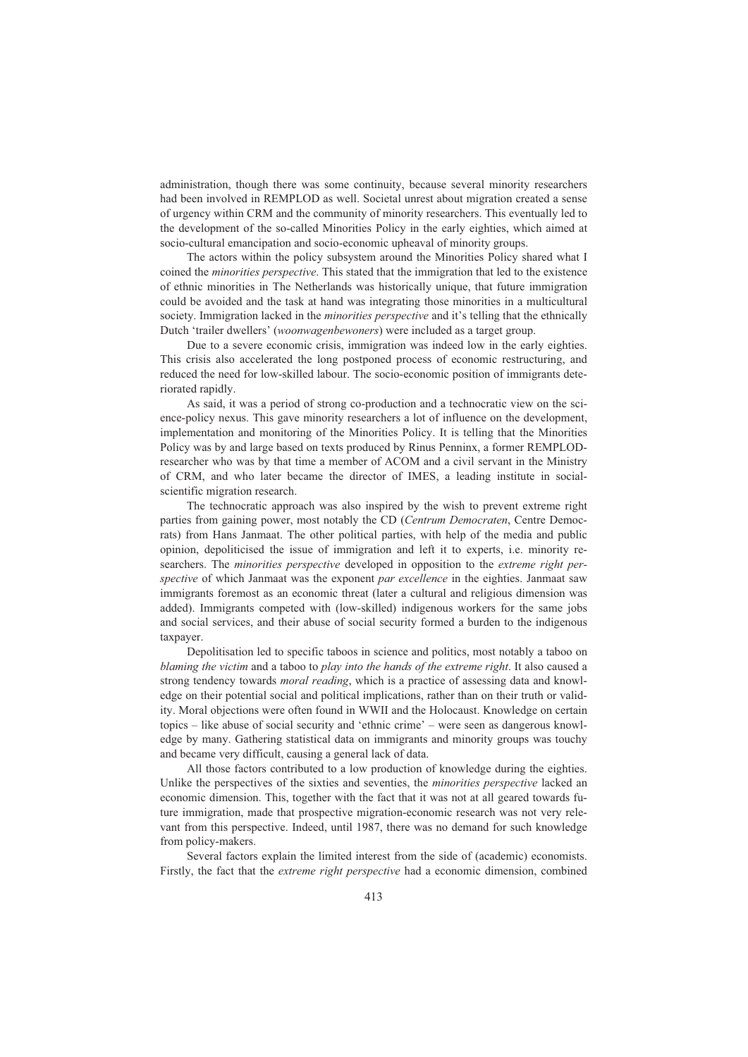administration, though there was some continuity, because several minority researchers had been involved in REMPLOD as well. Societal unrest about migration created a sense of urgency within CRM and the community of minority researchers. This eventually led to the development of the so-called Minorities Policy in the early eighties, which aimed at socio-cultural emancipation and socio-economic upheaval of minority groups.

The actors within the policy subsystem around the Minorities Policy shared what I coined the *minorities perspective*. This stated that the immigration that led to the existence of ethnic minorities in The Netherlands was historically unique, that future immigration could be avoided and the task at hand was integrating those minorities in a multicultural society. Immigration lacked in the *minorities perspective* and it's telling that the ethnically Dutch 'trailer dwellers' (*woonwagenbewoners*) were included as a target group.

Due to a severe economic crisis, immigration was indeed low in the early eighties. This crisis also accelerated the long postponed process of economic restructuring, and reduced the need for low-skilled labour. The socio-economic position of immigrants deteriorated rapidly.

As said, it was a period of strong co-production and a technocratic view on the science-policy nexus. This gave minority researchers a lot of influence on the development, implementation and monitoring of the Minorities Policy. It is telling that the Minorities Policy was by and large based on texts produced by Rinus Penninx, a former REMPLOD-researcher who was by that time a member of ACOM and a civil servant in the Ministry of CRM, and who later became the director of IMES, a leading institute in social-scientific migration research.

The technocratic approach was also inspired by the wish to prevent extreme right parties from gaining power, most notably the CD (*Centrum Democraten*, Centre Democrats) from Hans Janmaat. The other political parties, with help of the media and public opinion, depoliticised the issue of immigration and left it to experts, i.e. minority researchers. The *minorities perspective* developed in opposition to the *extreme right perspective* of which Janmaat was the exponent *par excellence* in the eighties. Janmaat saw immigrants foremost as an economic threat (later a cultural and religious dimension was added). Immigrants competed with (low-skilled) indigenous workers for the same jobs and social services, and their abuse of social security formed a burden to the indigenous taxpayer.

Depolitisation led to specific taboos in science and politics, most notably a taboo on *blaming the victim* and a taboo to *play into the hands of the extreme right*. It also caused a strong tendency towards *moral reading*, which is a practice of assessing data and knowledge on their potential social and political implications, rather than on their truth or validity. Moral objections were often found in WWII and the Holocaust. Knowledge on certain topics – like abuse of social security and 'ethnic crime' – were seen as dangerous knowledge by many. Gathering statistical data on immigrants and minority groups was touchy and became very difficult, causing a general lack of data.

All those factors contributed to a low production of knowledge during the eighties. Unlike the perspectives of the sixties and seventies, the *minorities perspective* lacked an economic dimension. This, together with the fact that it was not at all geared towards future immigration, made that prospective migration-economic research was not very relevant from this perspective. Indeed, until 1987, there was no demand for such knowledge from policy-makers.

Several factors explain the limited interest from the side of (academic) economists. Firstly, the fact that the *extreme right perspective* had a economic dimension, combined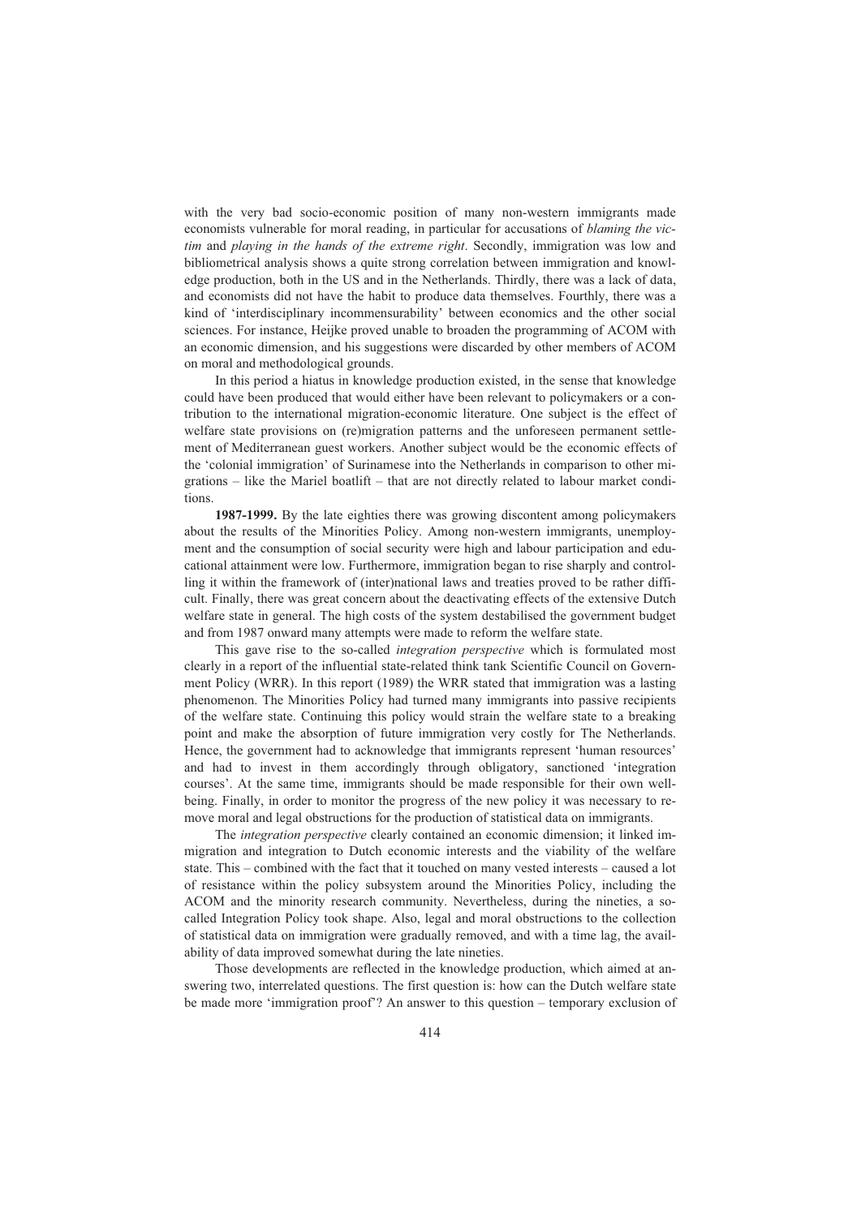with the very bad socio-economic position of many non-western immigrants made economists vulnerable for moral reading, in particular for accusations of *blaming the victim* and *playing in the hands of the extreme right*. Secondly, immigration was low and bibliometrical analysis shows a quite strong correlation between immigration and knowledge production, both in the US and in the Netherlands. Thirdly, there was a lack of data, and economists did not have the habit to produce data themselves. Fourthly, there was a kind of 'interdisciplinary incommensurability' between economics and the other social sciences. For instance, Heijke proved unable to broaden the programming of ACOM with an economic dimension, and his suggestions were discarded by other members of ACOM on moral and methodological grounds.

In this period a hiatus in knowledge production existed, in the sense that knowledge could have been produced that would either have been relevant to policymakers or a contribution to the international migration-economic literature. One subject is the effect of welfare state provisions on (re)migration patterns and the unforeseen permanent settlement of Mediterranean guest workers. Another subject would be the economic effects of the 'colonial immigration' of Surinamese into the Netherlands in comparison to other migrations – like the Mariel boatlift – that are not directly related to labour market conditions.

**1987-1999.** By the late eighties there was growing discontent among policymakers about the results of the Minorities Policy. Among non-western immigrants, unemployment and the consumption of social security were high and labour participation and educational attainment were low. Furthermore, immigration began to rise sharply and controlling it within the framework of (inter)national laws and treaties proved to be rather difficult. Finally, there was great concern about the deactivating effects of the extensive Dutch welfare state in general. The high costs of the system destabilised the government budget and from 1987 onward many attempts were made to reform the welfare state.

This gave rise to the so-called *integration perspective* which is formulated most clearly in a report of the influential state-related think tank Scientific Council on Government Policy (WRR). In this report (1989) the WRR stated that immigration was a lasting phenomenon. The Minorities Policy had turned many immigrants into passive recipients of the welfare state. Continuing this policy would strain the welfare state to a breaking point and make the absorption of future immigration very costly for The Netherlands. Hence, the government had to acknowledge that immigrants represent 'human resources' and had to invest in them accordingly through obligatory, sanctioned 'integration courses'. At the same time, immigrants should be made responsible for their own wellbeing. Finally, in order to monitor the progress of the new policy it was necessary to remove moral and legal obstructions for the production of statistical data on immigrants.

The *integration perspective* clearly contained an economic dimension; it linked immigration and integration to Dutch economic interests and the viability of the welfare state. This – combined with the fact that it touched on many vested interests – caused a lot of resistance within the policy subsystem around the Minorities Policy, including the ACOM and the minority research community. Nevertheless, during the nineties, a so-called Integration Policy took shape. Also, legal and moral obstructions to the collection of statistical data on immigration were gradually removed, and with a time lag, the availability of data improved somewhat during the late nineties.

Those developments are reflected in the knowledge production, which aimed at answering two, interrelated questions. The first question is: how can the Dutch welfare state be made more 'immigration proof'? An answer to this question – temporary exclusion of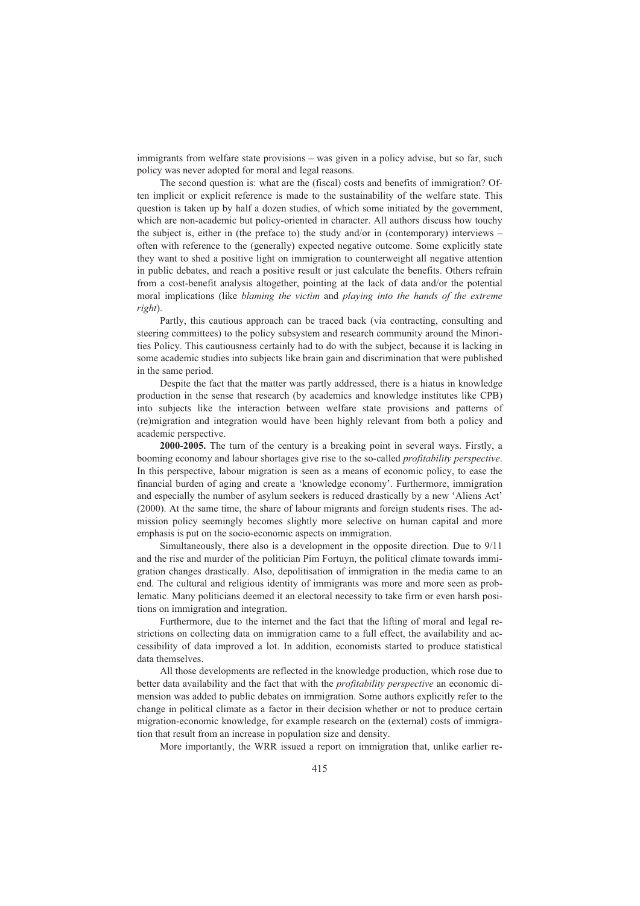immigrants from welfare state provisions – was given in a policy advise, but so far, such policy was never adopted for moral and legal reasons.

The second question is: what are the (fiscal) costs and benefits of immigration? Often implicit or explicit reference is made to the sustainability of the welfare state. This question is taken up by half a dozen studies, of which some initiated by the government, which are non-academic but policy-oriented in character. All authors discuss how touchy the subject is, either in (the preface to) the study and/or in (contemporary) interviews – often with reference to the (generally) expected negative outcome. Some explicitly state they want to shed a positive light on immigration to counterweight all negative attention in public debates, and reach a positive result or just calculate the benefits. Others refrain from a cost-benefit analysis altogether, pointing at the lack of data and/or the potential moral implications (like *blaming the victim* and *playing into the hands of the extreme right*).

Partly, this cautious approach can be traced back (via contracting, consulting and steering committees) to the policy subsystem and research community around the Minorities Policy. This cautiousness certainly had to do with the subject, because it is lacking in some academic studies into subjects like brain gain and discrimination that were published in the same period.

Despite the fact that the matter was partly addressed, there is a hiatus in knowledge production in the sense that research (by academics and knowledge institutes like CPB) into subjects like the interaction between welfare state provisions and patterns of (re)migration and integration would have been highly relevant from both a policy and academic perspective.

**2000-2005.** The turn of the century is a breaking point in several ways. Firstly, a booming economy and labour shortages give rise to the so-called *profitability perspective*. In this perspective, labour migration is seen as a means of economic policy, to ease the financial burden of aging and create a 'knowledge economy'. Furthermore, immigration and especially the number of asylum seekers is reduced drastically by a new 'Aliens Act' (2000). At the same time, the share of labour migrants and foreign students rises. The admission policy seemingly becomes slightly more selective on human capital and more emphasis is put on the socio-economic aspects on immigration.

Simultaneously, there also is a development in the opposite direction. Due to 9/11 and the rise and murder of the politician Pim Fortuyn, the political climate towards immigration changes drastically. Also, depolitisation of immigration in the media came to an end. The cultural and religious identity of immigrants was more and more seen as problematic. Many politicians deemed it an electoral necessity to take firm or even harsh positions on immigration and integration.

Furthermore, due to the internet and the fact that the lifting of moral and legal restrictions on collecting data on immigration came to a full effect, the availability and accessibility of data improved a lot. In addition, economists started to produce statistical data themselves.

All those developments are reflected in the knowledge production, which rose due to better data availability and the fact that with the *profitability perspective* an economic dimension was added to public debates on immigration. Some authors explicitly refer to the change in political climate as a factor in their decision whether or not to produce certain migration-economic knowledge, for example research on the (external) costs of immigration that result from an increase in population size and density.

More importantly, the WRR issued a report on immigration that, unlike earlier re-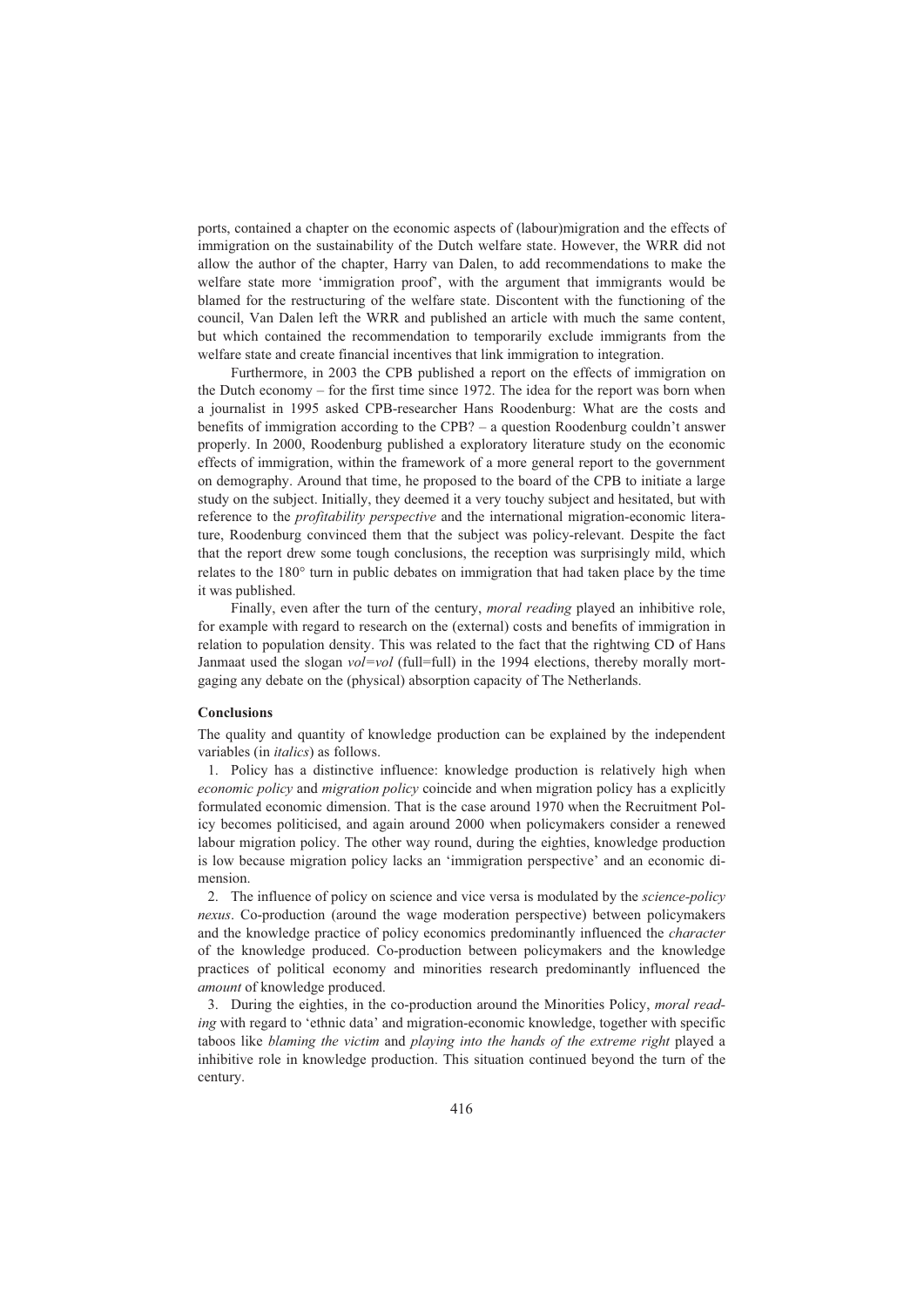ports, contained a chapter on the economic aspects of (labour)migration and the effects of immigration on the sustainability of the Dutch welfare state. However, the WRR did not allow the author of the chapter, Harry van Dalen, to add recommendations to make the welfare state more 'immigration proof', with the argument that immigrants would be blamed for the restructuring of the welfare state. Discontent with the functioning of the council, Van Dalen left the WRR and published an article with much the same content, but which contained the recommendation to temporarily exclude immigrants from the welfare state and create financial incentives that link immigration to integration.

Furthermore, in 2003 the CPB published a report on the effects of immigration on the Dutch economy – for the first time since 1972. The idea for the report was born when a journalist in 1995 asked CPB-researcher Hans Roodenburg: What are the costs and benefits of immigration according to the CPB? – a question Roodenburg couldn't answer properly. In 2000, Roodenburg published a exploratory literature study on the economic effects of immigration, within the framework of a more general report to the government on demography. Around that time, he proposed to the board of the CPB to initiate a large study on the subject. Initially, they deemed it a very touchy subject and hesitated, but with reference to the *profitability perspective* and the international migration-economic literature, Roodenburg convinced them that the subject was policy-relevant. Despite the fact that the report drew some tough conclusions, the reception was surprisingly mild, which relates to the 180° turn in public debates on immigration that had taken place by the time it was published.

Finally, even after the turn of the century, *moral reading* played an inhibitive role, for example with regard to research on the (external) costs and benefits of immigration in relation to population density. This was related to the fact that the rightwing CD of Hans Janmaat used the slogan *vol=vol* (full=full) in the 1994 elections, thereby morally mortgaging any debate on the (physical) absorption capacity of The Netherlands.

**Conclusions**

The quality and quantity of knowledge production can be explained by the independent variables (in *italics*) as follows.

1. Policy has a distinctive influence: knowledge production is relatively high when *economic policy* and *migration policy* coincide and when migration policy has a explicitly formulated economic dimension. That is the case around 1970 when the Recruitment Policy becomes politicised, and again around 2000 when policymakers consider a renewed labour migration policy. The other way round, during the eighties, knowledge production is low because migration policy lacks an 'immigration perspective' and an economic dimension.
2. The influence of policy on science and vice versa is modulated by the *science-policy nexus*. Co-production (around the wage moderation perspective) between policymakers and the knowledge practice of policy economics predominantly influenced the *character* of the knowledge produced. Co-production between policymakers and the knowledge practices of political economy and minorities research predominantly influenced the *amount* of knowledge produced.
3. During the eighties, in the co-production around the Minorities Policy, *moral reading* with regard to 'ethnic data' and migration-economic knowledge, together with specific taboos like *blaming the victim* and *playing into the hands of the extreme right* played a inhibitive role in knowledge production. This situation continued beyond the turn of the century.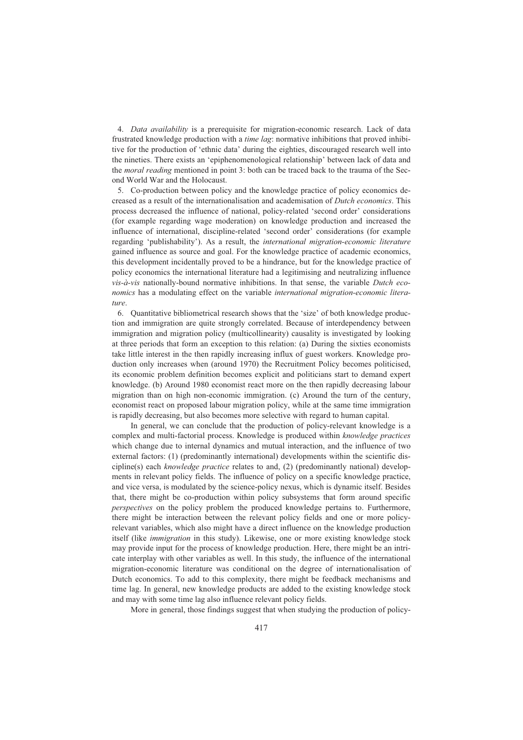4. *Data availability* is a prerequisite for migration-economic research. Lack of data frustrated knowledge production with a *time lag*: normative inhibitions that proved inhibitive for the production of 'ethnic data' during the eighties, discouraged research well into the nineties. There exists an 'epiphenomenological relationship' between lack of data and the *moral reading* mentioned in point 3: both can be traced back to the trauma of the Second World War and the Holocaust.

5. Co-production between policy and the knowledge practice of policy economics decreased as a result of the internationalisation and academisation of *Dutch economics*. This process decreased the influence of national, policy-related 'second order' considerations (for example regarding wage moderation) on knowledge production and increased the influence of international, discipline-related 'second order' considerations (for example regarding 'publishability'). As a result, the *international migration-economic literature* gained influence as source and goal. For the knowledge practice of academic economics, this development incidentally proved to be a hindrance, but for the knowledge practice of policy economics the international literature had a legitimising and neutralizing influence *vis-à-vis* nationally-bound normative inhibitions. In that sense, the variable *Dutch economics* has a modulating effect on the variable *international migration-economic literature*.

6. Quantitative bibliometrical research shows that the 'size' of both knowledge production and immigration are quite strongly correlated. Because of interdependency between immigration and migration policy (multicollinearity) causality is investigated by looking at three periods that form an exception to this relation: (a) During the sixties economists take little interest in the then rapidly increasing influx of guest workers. Knowledge production only increases when (around 1970) the Recruitment Policy becomes politicised, its economic problem definition becomes explicit and politicians start to demand expert knowledge. (b) Around 1980 economist react more on the then rapidly decreasing labour migration than on high non-economic immigration. (c) Around the turn of the century, economist react on proposed labour migration policy, while at the same time immigration is rapidly decreasing, but also becomes more selective with regard to human capital.

In general, we can conclude that the production of policy-relevant knowledge is a complex and multi-factorial process. Knowledge is produced within *knowledge practices* which change due to internal dynamics and mutual interaction, and the influence of two external factors: (1) (predominantly international) developments within the scientific discipline(s) each *knowledge practice* relates to and, (2) (predominantly national) developments in relevant policy fields. The influence of policy on a specific knowledge practice, and vice versa, is modulated by the science-policy nexus, which is dynamic itself. Besides that, there might be co-production within policy subsystems that form around specific *perspectives* on the policy problem the produced knowledge pertains to. Furthermore, there might be interaction between the relevant policy fields and one or more policy-relevant variables, which also might have a direct influence on the knowledge production itself (like *immigration* in this study). Likewise, one or more existing knowledge stock may provide input for the process of knowledge production. Here, there might be an intricate interplay with other variables as well. In this study, the influence of the international migration-economic literature was conditional on the degree of internationalisation of Dutch economics. To add to this complexity, there might be feedback mechanisms and time lag. In general, new knowledge products are added to the existing knowledge stock and may with some time lag also influence relevant policy fields.

More in general, those findings suggest that when studying the production of policy-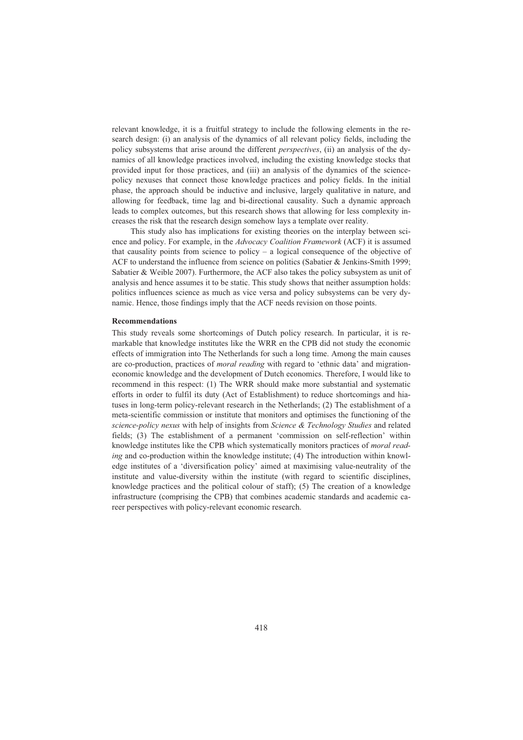relevant knowledge, it is a fruitful strategy to include the following elements in the research design: (i) an analysis of the dynamics of all relevant policy fields, including the policy subsystems that arise around the different *perspectives*, (ii) an analysis of the dynamics of all knowledge practices involved, including the existing knowledge stocks that provided input for those practices, and (iii) an analysis of the dynamics of the science-policy nexuses that connect those knowledge practices and policy fields. In the initial phase, the approach should be inductive and inclusive, largely qualitative in nature, and allowing for feedback, time lag and bi-directional causality. Such a dynamic approach leads to complex outcomes, but this research shows that allowing for less complexity increases the risk that the research design somehow lays a template over reality.

This study also has implications for existing theories on the interplay between science and policy. For example, in the *Advocacy Coalition Framework* (ACF) it is assumed that causality points from science to policy – a logical consequence of the objective of ACF to understand the influence from science on politics (Sabatier & Jenkins-Smith 1999; Sabatier & Weible 2007). Furthermore, the ACF also takes the policy subsystem as unit of analysis and hence assumes it to be static. This study shows that neither assumption holds: politics influences science as much as vice versa and policy subsystems can be very dynamic. Hence, those findings imply that the ACF needs revision on those points.

**Recommendations**

This study reveals some shortcomings of Dutch policy research. In particular, it is remarkable that knowledge institutes like the WRR en the CPB did not study the economic effects of immigration into The Netherlands for such a long time. Among the main causes are co-production, practices of *moral reading* with regard to 'ethnic data' and migration-economic knowledge and the development of Dutch economics. Therefore, I would like to recommend in this respect: (1) The WRR should make more substantial and systematic efforts in order to fulfil its duty (Act of Establishment) to reduce shortcomings and hiatuses in long-term policy-relevant research in the Netherlands; (2) The establishment of a meta-scientific commission or institute that monitors and optimises the functioning of the *science-policy nexus* with help of insights from *Science & Technology Studies* and related fields; (3) The establishment of a permanent 'commission on self-reflection' within knowledge institutes like the CPB which systematically monitors practices of *moral reading* and co-production within the knowledge institute; (4) The introduction within knowledge institutes of a 'diversification policy' aimed at maximising value-neutrality of the institute and value-diversity within the institute (with regard to scientific disciplines, knowledge practices and the political colour of staff); (5) The creation of a knowledge infrastructure (comprising the CPB) that combines academic standards and academic career perspectives with policy-relevant economic research.